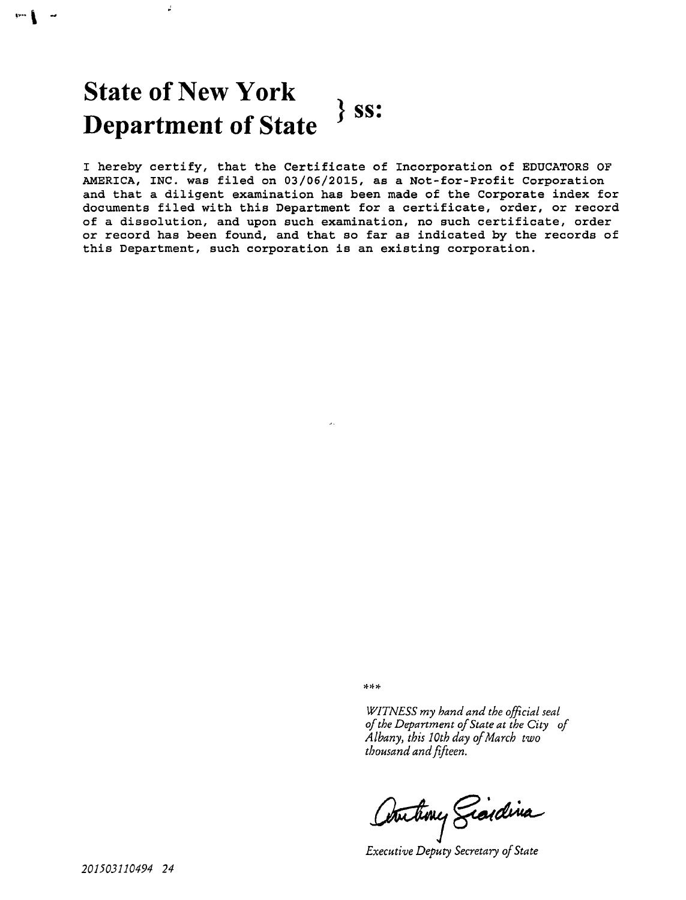# State of New York
# Department of State } ss:

I hereby certify, that the Certificate of Incorporation of EDUCATORS OF AMERICA, INC. was filed on 03/06/2015, as a Not-for-Profit Corporation and that a diligent examination has been made of the Corporate index for documents filed with this Department for a certificate, order, or record of a dissolution, and upon such examination, no such certificate, order or record has been found, and that so far as indicated by the records of this Department, such corporation is an existing corporation.

***

*WITNESS my hand and the official seal of the Department of State at the City of Albany, this 10th day of March two thousand and fifteen.*

Anthony Giardina

*Executive Deputy Secretary of State*

*201503110494 24*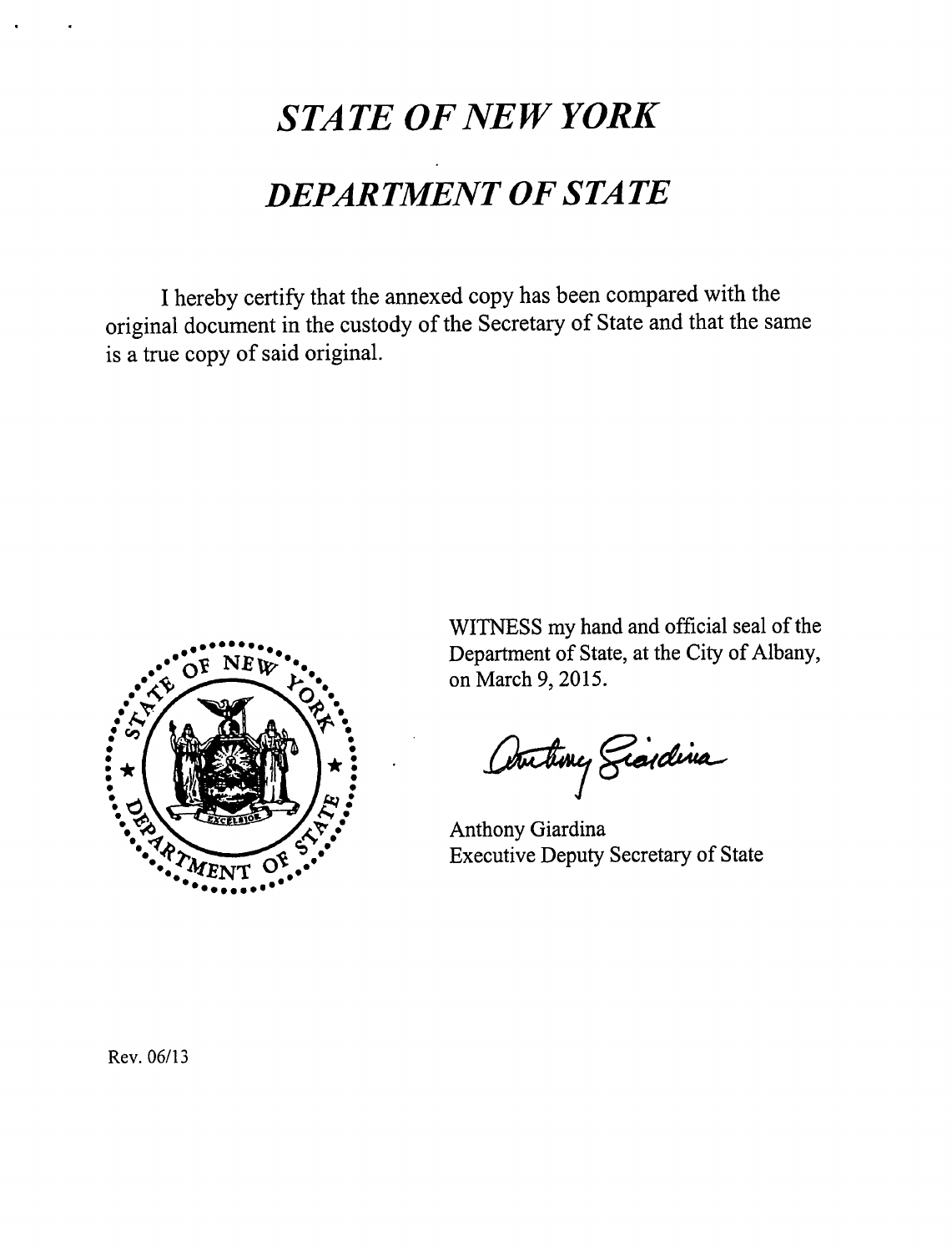# *STATE OF NEW YORK*

# *DEPARTMENT OF STATE*

I hereby certify that the annexed copy has been compared with the original document in the custody of the Secretary of State and that the same is a true copy of said original.

WITNESS my hand and official seal of the Department of State, at the City of Albany, on March 9, 2015.

Anthony Giardina
Executive Deputy Secretary of State

Rev. 06/13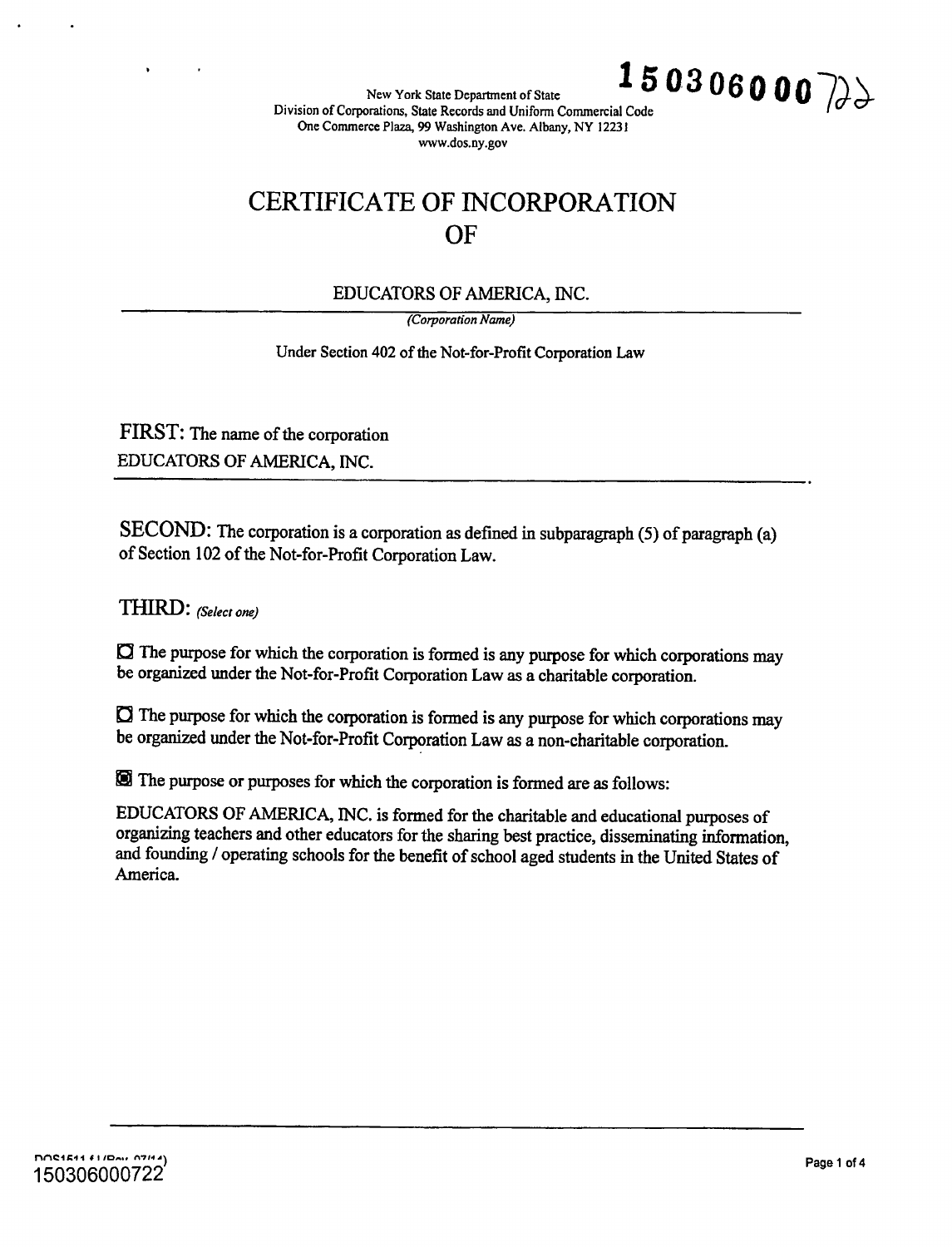New York State Department of State
Division of Corporations, State Records and Uniform Commercial Code
One Commerce Plaza, 99 Washington Ave. Albany, NY 12231
www.dos.ny.gov

# CERTIFICATE OF INCORPORATION
# OF

EDUCATORS OF AMERICA, INC.

*(Corporation Name)*

Under Section 402 of the Not-for-Profit Corporation Law

**FIRST:** The name of the corporation
EDUCATORS OF AMERICA, INC.

**SECOND:** The corporation is a corporation as defined in subparagraph (5) of paragraph (a) of Section 102 of the Not-for-Profit Corporation Law.

**THIRD:** *(Select one)*

☐ The purpose for which the corporation is formed is any purpose for which corporations may be organized under the Not-for-Profit Corporation Law as a charitable corporation.

☐ The purpose for which the corporation is formed is any purpose for which corporations may be organized under the Not-for-Profit Corporation Law as a non-charitable corporation.

☒ The purpose or purposes for which the corporation is formed are as follows:

EDUCATORS OF AMERICA, INC. is formed for the charitable and educational purposes of organizing teachers and other educators for the sharing best practice, disseminating information, and founding / operating schools for the benefit of school aged students in the United States of America.

150306000722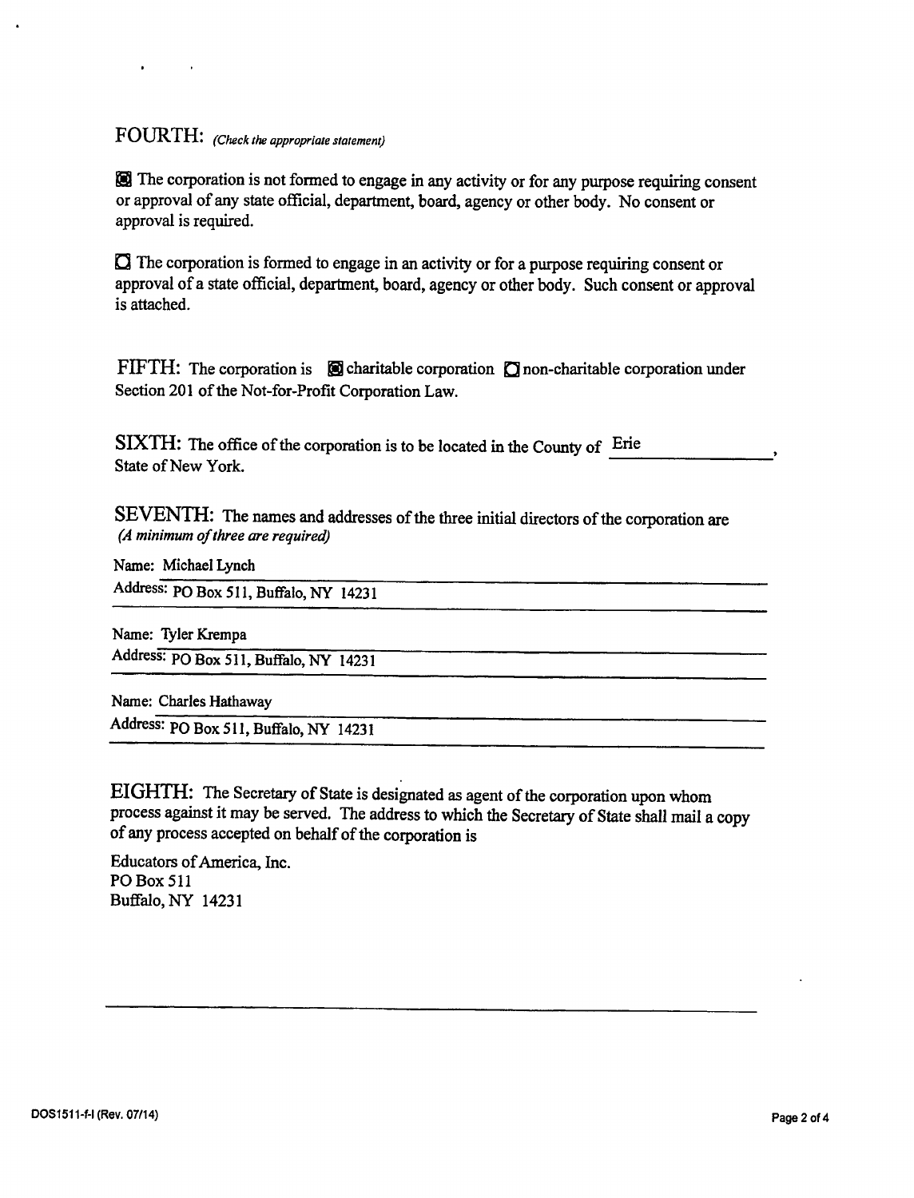FOURTH: *(Check the appropriate statement)*

- [x] The corporation is not formed to engage in any activity or for any purpose requiring consent or approval of any state official, department, board, agency or other body. No consent or approval is required.

- [ ] The corporation is formed to engage in an activity or for a purpose requiring consent or approval of a state official, department, board, agency or other body. Such consent or approval is attached.

FIFTH: The corporation is [x] charitable corporation [ ] non-charitable corporation under Section 201 of the Not-for-Profit Corporation Law.

SIXTH: The office of the corporation is to be located in the County of Erie, State of New York.

SEVENTH: The names and addresses of the three initial directors of the corporation are *(A minimum of three are required)*

Name: Michael Lynch
Address: PO Box 511, Buffalo, NY 14231

Name: Tyler Krempa
Address: PO Box 511, Buffalo, NY 14231

Name: Charles Hathaway
Address: PO Box 511, Buffalo, NY 14231

EIGHTH: The Secretary of State is designated as agent of the corporation upon whom process against it may be served. The address to which the Secretary of State shall mail a copy of any process accepted on behalf of the corporation is

Educators of America, Inc.
PO Box 511
Buffalo, NY 14231

DOS1511-f-l (Rev. 07/14)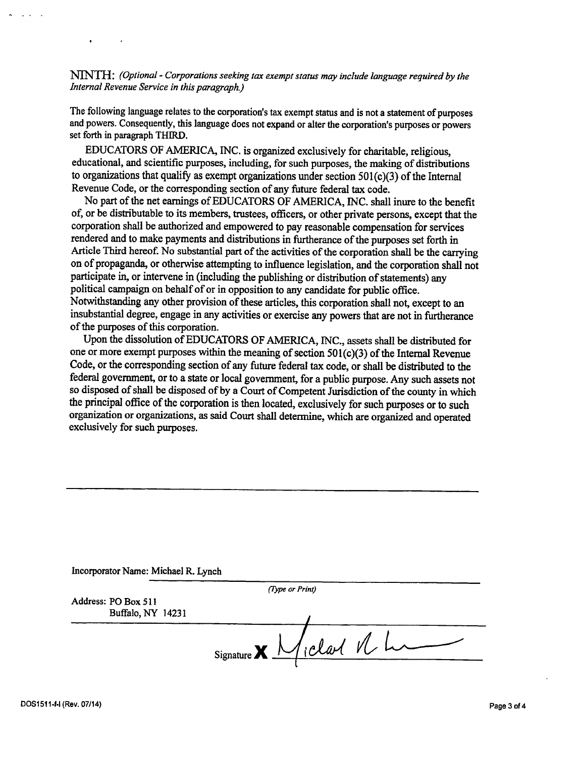**NINTH:** *(Optional - Corporations seeking tax exempt status may include language required by the Internal Revenue Service in this paragraph.)*

The following language relates to the corporation's tax exempt status and is not a statement of purposes and powers. Consequently, this language does not expand or alter the corporation's purposes or powers set forth in paragraph THIRD.

EDUCATORS OF AMERICA, INC. is organized exclusively for charitable, religious, educational, and scientific purposes, including, for such purposes, the making of distributions to organizations that qualify as exempt organizations under section 501(c)(3) of the Internal Revenue Code, or the corresponding section of any future federal tax code.

No part of the net earnings of EDUCATORS OF AMERICA, INC. shall inure to the benefit of, or be distributable to its members, trustees, officers, or other private persons, except that the corporation shall be authorized and empowered to pay reasonable compensation for services rendered and to make payments and distributions in furtherance of the purposes set forth in Article Third hereof. No substantial part of the activities of the corporation shall be the carrying on of propaganda, or otherwise attempting to influence legislation, and the corporation shall not participate in, or intervene in (including the publishing or distribution of statements) any political campaign on behalf of or in opposition to any candidate for public office. Notwithstanding any other provision of these articles, this corporation shall not, except to an insubstantial degree, engage in any activities or exercise any powers that are not in furtherance of the purposes of this corporation.

Upon the dissolution of EDUCATORS OF AMERICA, INC., assets shall be distributed for one or more exempt purposes within the meaning of section 501(c)(3) of the Internal Revenue Code, or the corresponding section of any future federal tax code, or shall be distributed to the federal government, or to a state or local government, for a public purpose. Any such assets not so disposed of shall be disposed of by a Court of Competent Jurisdiction of the county in which the principal office of the corporation is then located, exclusively for such purposes or to such organization or organizations, as said Court shall determine, which are organized and operated exclusively for such purposes.

---

Incorporator Name: Michael R. Lynch

*(Type or Print)*

Address: PO Box 511
Buffalo, NY 14231

Signature **X** Michael R. Lynch

DOS1511-f-l (Rev. 07/14)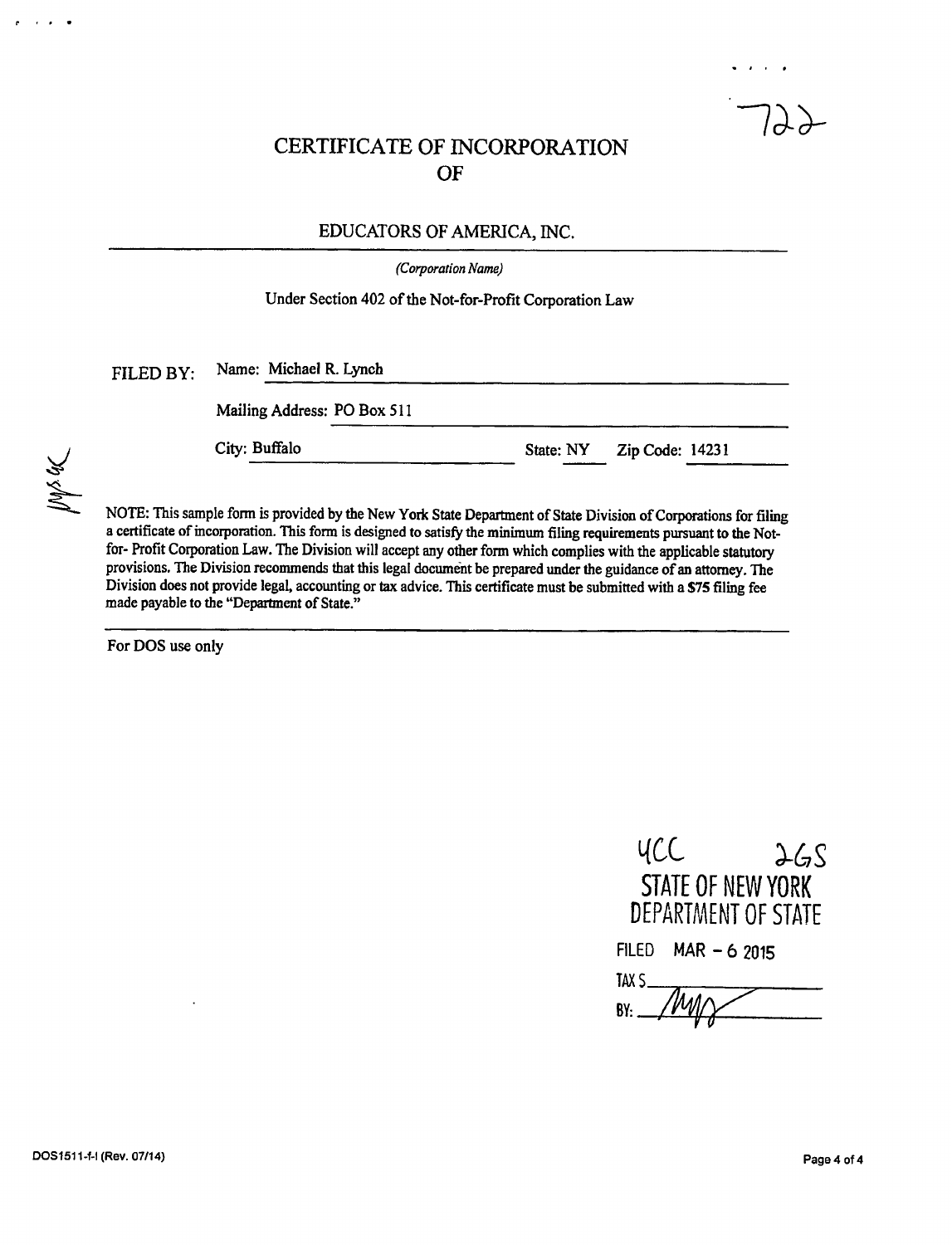722

# CERTIFICATE OF INCORPORATION
# OF

EDUCATORS OF AMERICA, INC.

*(Corporation Name)*

Under Section 402 of the Not-for-Profit Corporation Law

FILED BY: Name: Michael R. Lynch

Mailing Address: PO Box 511

City: Buffalo State: NY Zip Code: 14231

NOTE: This sample form is provided by the New York State Department of State Division of Corporations for filing a certificate of incorporation. This form is designed to satisfy the minimum filing requirements pursuant to the Not-for- Profit Corporation Law. The Division will accept any other form which complies with the applicable statutory provisions. The Division recommends that this legal document be prepared under the guidance of an attorney. The Division does not provide legal, accounting or tax advice. This certificate must be submitted with a $75 filing fee made payable to the "Department of State."

For DOS use only

4CC 2GS

STATE OF NEW YORK
DEPARTMENT OF STATE

FILED MAR - 6 2015

TAX $\_\_\_\_\_\_\_\_

BY: MM

DOS1511-f-l (Rev. 07/14)